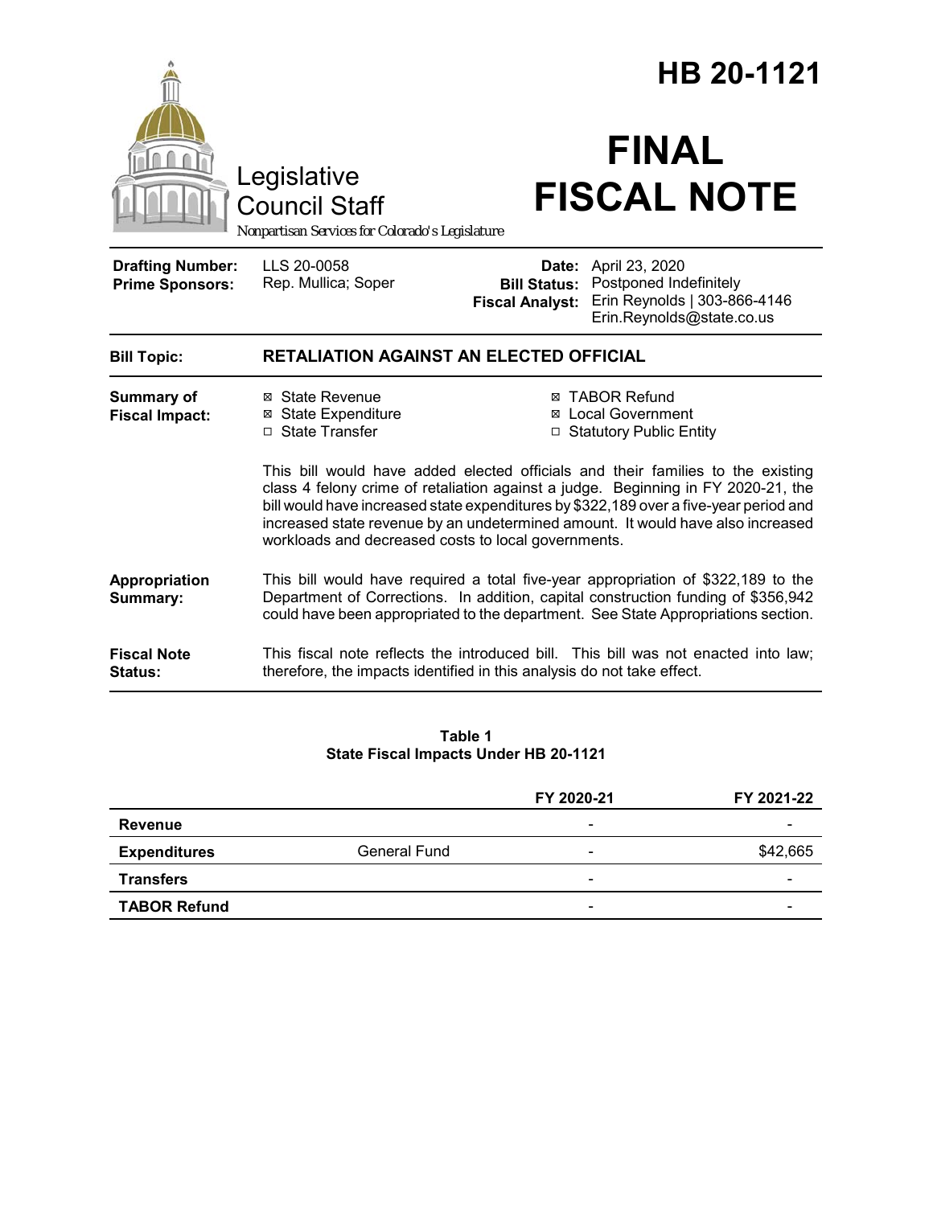# HB 20-1121

Legislative Council Staff

*Nonpartisan Services for Colorado's Legislature*

# FINAL FISCAL NOTE

| | | | |
|---|---|---|---|
| **Drafting Number:** | LLS 20-0058 | **Date:** | April 23, 2020 |
| **Prime Sponsors:** | Rep. Mullica; Soper | **Bill Status:** | Postponed Indefinitely |
| | | **Fiscal Analyst:** | Erin Reynolds \| 303-866-4146 Erin.Reynolds@state.co.us |

| | |
|---|---|
| **Bill Topic:** | **RETALIATION AGAINST AN ELECTED OFFICIAL** |

**Summary of Fiscal Impact:**

- ☒ State Revenue
- ☒ State Expenditure
- ☐ State Transfer
- ☒ TABOR Refund
- ☒ Local Government
- ☐ Statutory Public Entity

This bill would have added elected officials and their families to the existing class 4 felony crime of retaliation against a judge. Beginning in FY 2020-21, the bill would have increased state expenditures by $322,189 over a five-year period and increased state revenue by an undetermined amount. It would have also increased workloads and decreased costs to local governments.

**Appropriation Summary:**

This bill would have required a total five-year appropriation of $322,189 to the Department of Corrections. In addition, capital construction funding of $356,942 could have been appropriated to the department. See State Appropriations section.

**Fiscal Note Status:**

This fiscal note reflects the introduced bill. This bill was not enacted into law; therefore, the impacts identified in this analysis do not take effect.

**Table 1**
**State Fiscal Impacts Under HB 20-1121**

| | | FY 2020-21 | FY 2021-22 |
|---|---|---|---|
| **Revenue** | | - | - |
| **Expenditures** | General Fund | - | $42,665 |
| **Transfers** | | - | - |
| **TABOR Refund** | | - | - |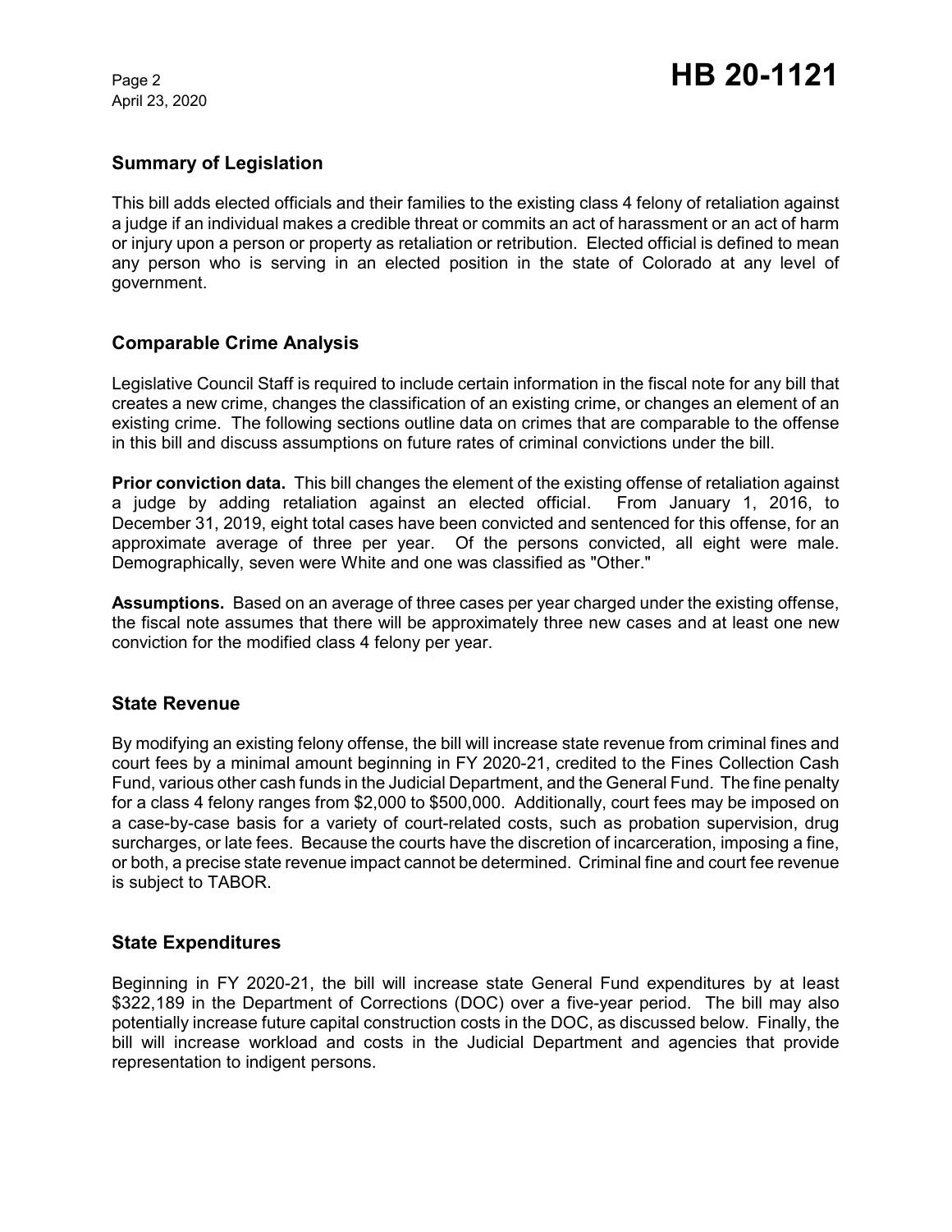## Summary of Legislation

This bill adds elected officials and their families to the existing class 4 felony of retaliation against a judge if an individual makes a credible threat or commits an act of harassment or an act of harm or injury upon a person or property as retaliation or retribution. Elected official is defined to mean any person who is serving in an elected position in the state of Colorado at any level of government.

## Comparable Crime Analysis

Legislative Council Staff is required to include certain information in the fiscal note for any bill that creates a new crime, changes the classification of an existing crime, or changes an element of an existing crime. The following sections outline data on crimes that are comparable to the offense in this bill and discuss assumptions on future rates of criminal convictions under the bill.

**Prior conviction data.** This bill changes the element of the existing offense of retaliation against a judge by adding retaliation against an elected official. From January 1, 2016, to December 31, 2019, eight total cases have been convicted and sentenced for this offense, for an approximate average of three per year. Of the persons convicted, all eight were male. Demographically, seven were White and one was classified as "Other."

**Assumptions.** Based on an average of three cases per year charged under the existing offense, the fiscal note assumes that there will be approximately three new cases and at least one new conviction for the modified class 4 felony per year.

## State Revenue

By modifying an existing felony offense, the bill will increase state revenue from criminal fines and court fees by a minimal amount beginning in FY 2020-21, credited to the Fines Collection Cash Fund, various other cash funds in the Judicial Department, and the General Fund. The fine penalty for a class 4 felony ranges from $2,000 to $500,000. Additionally, court fees may be imposed on a case-by-case basis for a variety of court-related costs, such as probation supervision, drug surcharges, or late fees. Because the courts have the discretion of incarceration, imposing a fine, or both, a precise state revenue impact cannot be determined. Criminal fine and court fee revenue is subject to TABOR.

## State Expenditures

Beginning in FY 2020-21, the bill will increase state General Fund expenditures by at least $322,189 in the Department of Corrections (DOC) over a five-year period. The bill may also potentially increase future capital construction costs in the DOC, as discussed below. Finally, the bill will increase workload and costs in the Judicial Department and agencies that provide representation to indigent persons.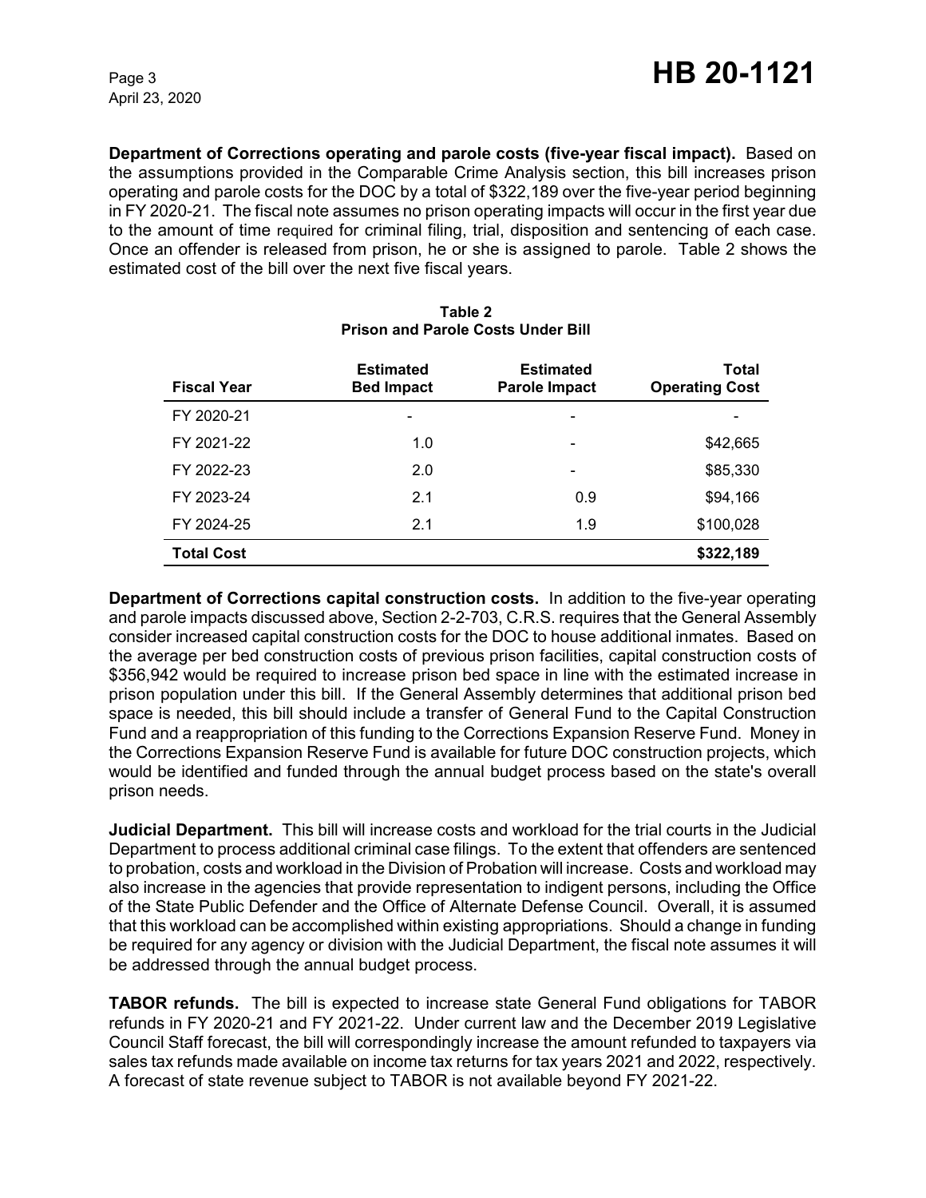**Department of Corrections operating and parole costs (five-year fiscal impact).** Based on the assumptions provided in the Comparable Crime Analysis section, this bill increases prison operating and parole costs for the DOC by a total of $322,189 over the five-year period beginning in FY 2020-21. The fiscal note assumes no prison operating impacts will occur in the first year due to the amount of time required for criminal filing, trial, disposition and sentencing of each case. Once an offender is released from prison, he or she is assigned to parole. Table 2 shows the estimated cost of the bill over the next five fiscal years.

**Table 2**
**Prison and Parole Costs Under Bill**

| Fiscal Year | Estimated Bed Impact | Estimated Parole Impact | Total Operating Cost |
|---|---|---|---|
| FY 2020-21 | - | - | - |
| FY 2021-22 | 1.0 | - | $42,665 |
| FY 2022-23 | 2.0 | - | $85,330 |
| FY 2023-24 | 2.1 | 0.9 | $94,166 |
| FY 2024-25 | 2.1 | 1.9 | $100,028 |
| **Total Cost** | | | **$322,189** |

**Department of Corrections capital construction costs.** In addition to the five-year operating and parole impacts discussed above, Section 2-2-703, C.R.S. requires that the General Assembly consider increased capital construction costs for the DOC to house additional inmates. Based on the average per bed construction costs of previous prison facilities, capital construction costs of $356,942 would be required to increase prison bed space in line with the estimated increase in prison population under this bill. If the General Assembly determines that additional prison bed space is needed, this bill should include a transfer of General Fund to the Capital Construction Fund and a reappropriation of this funding to the Corrections Expansion Reserve Fund. Money in the Corrections Expansion Reserve Fund is available for future DOC construction projects, which would be identified and funded through the annual budget process based on the state's overall prison needs.

**Judicial Department.** This bill will increase costs and workload for the trial courts in the Judicial Department to process additional criminal case filings. To the extent that offenders are sentenced to probation, costs and workload in the Division of Probation will increase. Costs and workload may also increase in the agencies that provide representation to indigent persons, including the Office of the State Public Defender and the Office of Alternate Defense Council. Overall, it is assumed that this workload can be accomplished within existing appropriations. Should a change in funding be required for any agency or division with the Judicial Department, the fiscal note assumes it will be addressed through the annual budget process.

**TABOR refunds.** The bill is expected to increase state General Fund obligations for TABOR refunds in FY 2020-21 and FY 2021-22. Under current law and the December 2019 Legislative Council Staff forecast, the bill will correspondingly increase the amount refunded to taxpayers via sales tax refunds made available on income tax returns for tax years 2021 and 2022, respectively. A forecast of state revenue subject to TABOR is not available beyond FY 2021-22.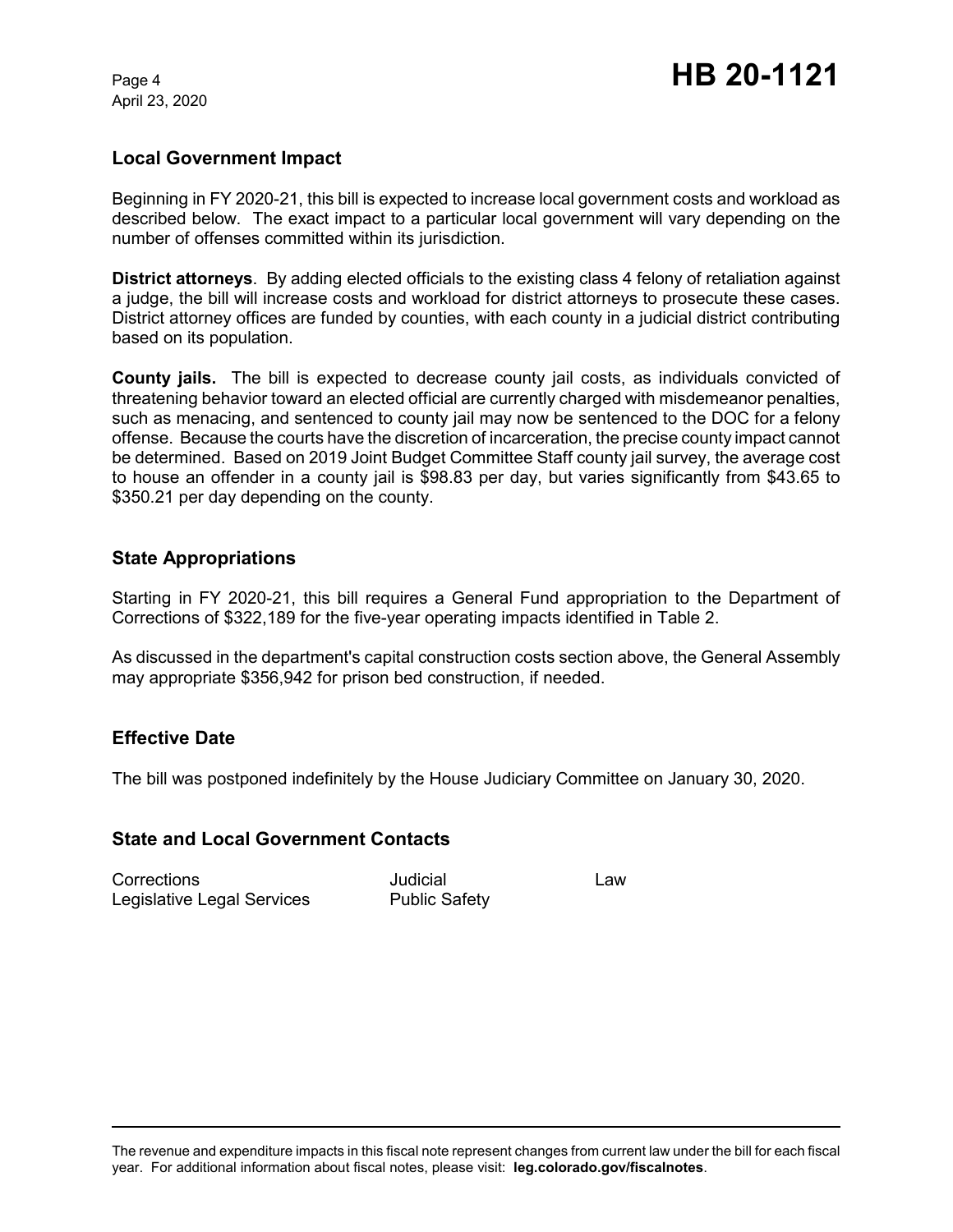## Local Government Impact

Beginning in FY 2020-21, this bill is expected to increase local government costs and workload as described below. The exact impact to a particular local government will vary depending on the number of offenses committed within its jurisdiction.

**District attorneys**. By adding elected officials to the existing class 4 felony of retaliation against a judge, the bill will increase costs and workload for district attorneys to prosecute these cases. District attorney offices are funded by counties, with each county in a judicial district contributing based on its population.

**County jails.** The bill is expected to decrease county jail costs, as individuals convicted of threatening behavior toward an elected official are currently charged with misdemeanor penalties, such as menacing, and sentenced to county jail may now be sentenced to the DOC for a felony offense. Because the courts have the discretion of incarceration, the precise county impact cannot be determined. Based on 2019 Joint Budget Committee Staff county jail survey, the average cost to house an offender in a county jail is $98.83 per day, but varies significantly from $43.65 to $350.21 per day depending on the county.

## State Appropriations

Starting in FY 2020-21, this bill requires a General Fund appropriation to the Department of Corrections of $322,189 for the five-year operating impacts identified in Table 2.

As discussed in the department's capital construction costs section above, the General Assembly may appropriate $356,942 for prison bed construction, if needed.

## Effective Date

The bill was postponed indefinitely by the House Judiciary Committee on January 30, 2020.

## State and Local Government Contacts

Corrections
Judicial
Law
Legislative Legal Services
Public Safety

The revenue and expenditure impacts in this fiscal note represent changes from current law under the bill for each fiscal year. For additional information about fiscal notes, please visit: **leg.colorado.gov/fiscalnotes**.